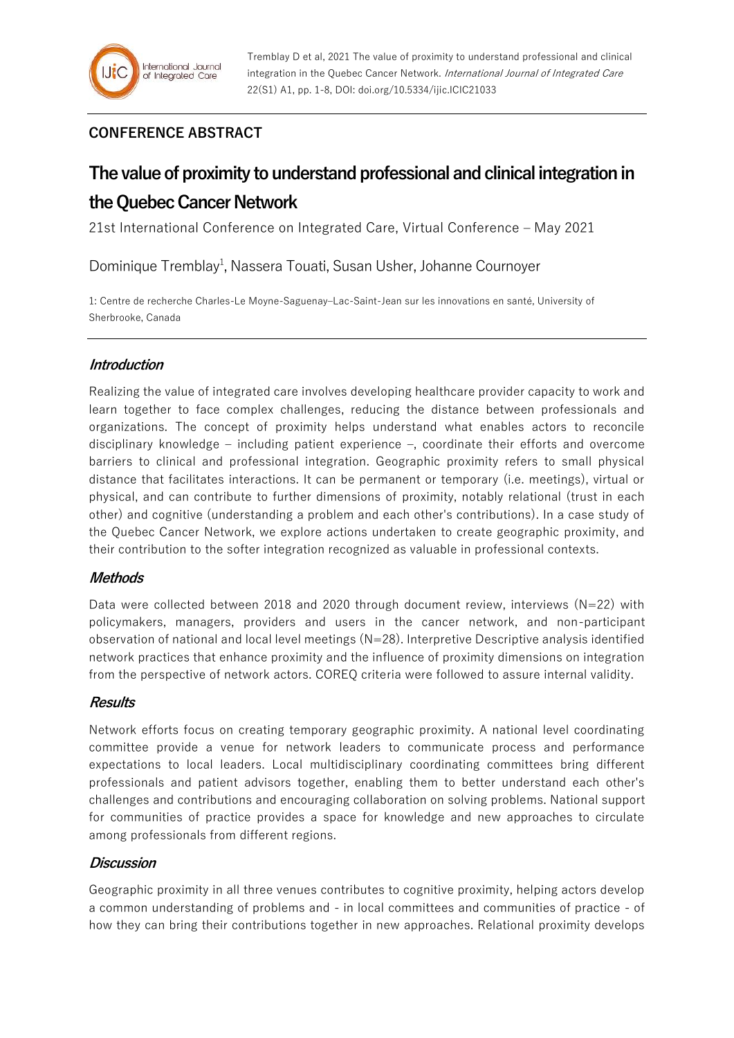**CONFERENCE ABSTRACT**

# The value of proximity to understand professional and clinical integration in the Quebec Cancer Network

21st International Conference on Integrated Care, Virtual Conference – May 2021

Dominique Tremblay[1], Nassera Touati, Susan Usher, Johanne Cournoyer

1: Centre de recherche Charles-Le Moyne-Saguenay–Lac-Saint-Jean sur les innovations en santé, University of Sherbrooke, Canada

## *Introduction*

Realizing the value of integrated care involves developing healthcare provider capacity to work and learn together to face complex challenges, reducing the distance between professionals and organizations. The concept of proximity helps understand what enables actors to reconcile disciplinary knowledge – including patient experience –, coordinate their efforts and overcome barriers to clinical and professional integration. Geographic proximity refers to small physical distance that facilitates interactions. It can be permanent or temporary (i.e. meetings), virtual or physical, and can contribute to further dimensions of proximity, notably relational (trust in each other) and cognitive (understanding a problem and each other's contributions). In a case study of the Quebec Cancer Network, we explore actions undertaken to create geographic proximity, and their contribution to the softer integration recognized as valuable in professional contexts.

## *Methods*

Data were collected between 2018 and 2020 through document review, interviews (N=22) with policymakers, managers, providers and users in the cancer network, and non-participant observation of national and local level meetings (N=28). Interpretive Descriptive analysis identified network practices that enhance proximity and the influence of proximity dimensions on integration from the perspective of network actors. COREQ criteria were followed to assure internal validity.

## *Results*

Network efforts focus on creating temporary geographic proximity. A national level coordinating committee provide a venue for network leaders to communicate process and performance expectations to local leaders. Local multidisciplinary coordinating committees bring different professionals and patient advisors together, enabling them to better understand each other's challenges and contributions and encouraging collaboration on solving problems. National support for communities of practice provides a space for knowledge and new approaches to circulate among professionals from different regions.

## *Discussion*

Geographic proximity in all three venues contributes to cognitive proximity, helping actors develop a common understanding of problems and - in local committees and communities of practice - of how they can bring their contributions together in new approaches. Relational proximity develops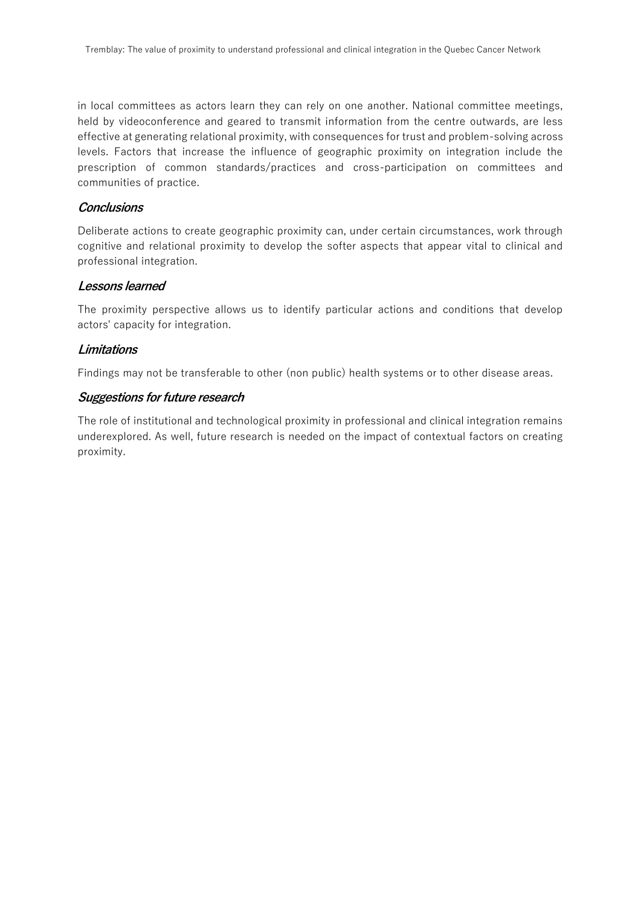in local committees as actors learn they can rely on one another. National committee meetings, held by videoconference and geared to transmit information from the centre outwards, are less effective at generating relational proximity, with consequences for trust and problem-solving across levels. Factors that increase the influence of geographic proximity on integration include the prescription of common standards/practices and cross-participation on committees and communities of practice.

### *Conclusions*

Deliberate actions to create geographic proximity can, under certain circumstances, work through cognitive and relational proximity to develop the softer aspects that appear vital to clinical and professional integration.

### *Lessons learned*

The proximity perspective allows us to identify particular actions and conditions that develop actors' capacity for integration.

### *Limitations*

Findings may not be transferable to other (non public) health systems or to other disease areas.

### *Suggestions for future research*

The role of institutional and technological proximity in professional and clinical integration remains underexplored. As well, future research is needed on the impact of contextual factors on creating proximity.